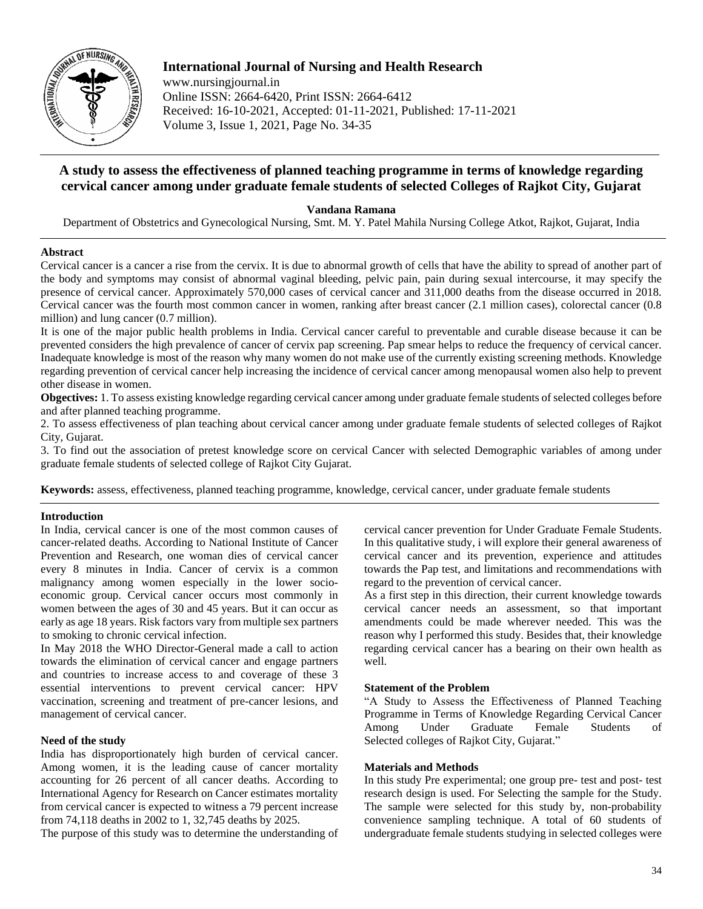# International Journal of Nursing and Health Research

www.nursingjournal.in
Online ISSN: 2664-6420, Print ISSN: 2664-6412
Received: 16-10-2021, Accepted: 01-11-2021, Published: 17-11-2021
Volume 3, Issue 1, 2021, Page No. 34-35

## A study to assess the effectiveness of planned teaching programme in terms of knowledge regarding cervical cancer among under graduate female students of selected Colleges of Rajkot City, Gujarat

**Vandana Ramana**

Department of Obstetrics and Gynecological Nursing, Smt. M. Y. Patel Mahila Nursing College Atkot, Rajkot, Gujarat, India

---

**Abstract**

Cervical cancer is a cancer a rise from the cervix. It is due to abnormal growth of cells that have the ability to spread of another part of the body and symptoms may consist of abnormal vaginal bleeding, pelvic pain, pain during sexual intercourse, it may specify the presence of cervical cancer. Approximately 570,000 cases of cervical cancer and 311,000 deaths from the disease occurred in 2018. Cervical cancer was the fourth most common cancer in women, ranking after breast cancer (2.1 million cases), colorectal cancer (0.8 million) and lung cancer (0.7 million).

It is one of the major public health problems in India. Cervical cancer careful to preventable and curable disease because it can be prevented considers the high prevalence of cancer of cervix pap screening. Pap smear helps to reduce the frequency of cervical cancer. Inadequate knowledge is most of the reason why many women do not make use of the currently existing screening methods. Knowledge regarding prevention of cervical cancer help increasing the incidence of cervical cancer among menopausal women also help to prevent other disease in women.

**Obgectives:** 1. To assess existing knowledge regarding cervical cancer among under graduate female students of selected colleges before and after planned teaching programme.

2. To assess effectiveness of plan teaching about cervical cancer among under graduate female students of selected colleges of Rajkot City, Gujarat.

3. To find out the association of pretest knowledge score on cervical Cancer with selected Demographic variables of among under graduate female students of selected college of Rajkot City Gujarat.

**Keywords:** assess, effectiveness, planned teaching programme, knowledge, cervical cancer, under graduate female students

---

### Introduction

In India, cervical cancer is one of the most common causes of cancer-related deaths. According to National Institute of Cancer Prevention and Research, one woman dies of cervical cancer every 8 minutes in India. Cancer of cervix is a common malignancy among women especially in the lower socio-economic group. Cervical cancer occurs most commonly in women between the ages of 30 and 45 years. But it can occur as early as age 18 years. Risk factors vary from multiple sex partners to smoking to chronic cervical infection.

In May 2018 the WHO Director-General made a call to action towards the elimination of cervical cancer and engage partners and countries to increase access to and coverage of these 3 essential interventions to prevent cervical cancer: HPV vaccination, screening and treatment of pre-cancer lesions, and management of cervical cancer.

### Need of the study

India has disproportionately high burden of cervical cancer. Among women, it is the leading cause of cancer mortality accounting for 26 percent of all cancer deaths. According to International Agency for Research on Cancer estimates mortality from cervical cancer is expected to witness a 79 percent increase from 74,118 deaths in 2002 to 1, 32,745 deaths by 2025.

The purpose of this study was to determine the understanding of cervical cancer prevention for Under Graduate Female Students. In this qualitative study, i will explore their general awareness of cervical cancer and its prevention, experience and attitudes towards the Pap test, and limitations and recommendations with regard to the prevention of cervical cancer.

As a first step in this direction, their current knowledge towards cervical cancer needs an assessment, so that important amendments could be made wherever needed. This was the reason why I performed this study. Besides that, their knowledge regarding cervical cancer has a bearing on their own health as well.

### Statement of the Problem

"A Study to Assess the Effectiveness of Planned Teaching Programme in Terms of Knowledge Regarding Cervical Cancer Among Under Graduate Female Students of Selected colleges of Rajkot City, Gujarat."

### Materials and Methods

In this study Pre experimental; one group pre- test and post- test research design is used. For Selecting the sample for the Study. The sample were selected for this study by, non-probability convenience sampling technique. A total of 60 students of undergraduate female students studying in selected colleges were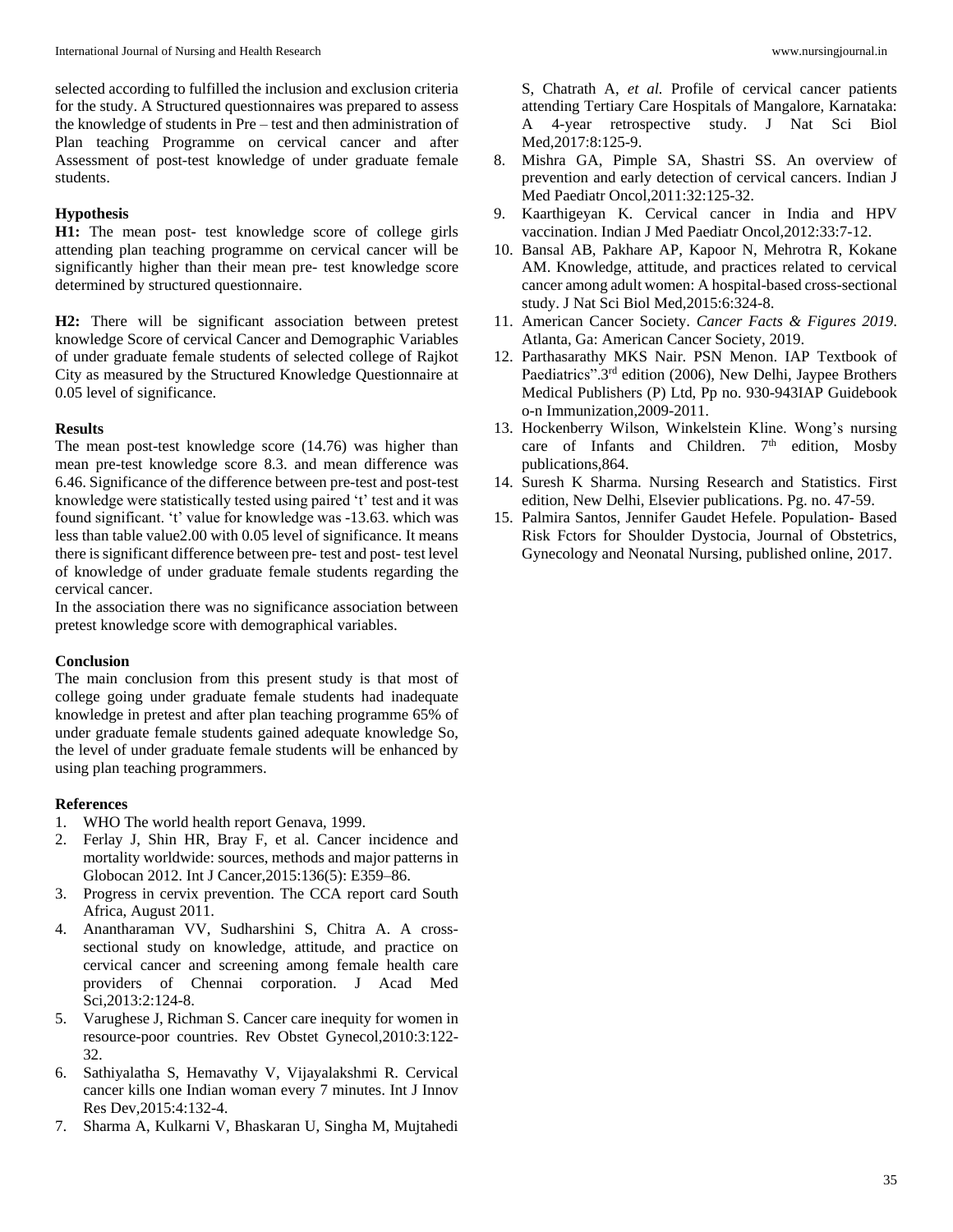selected according to fulfilled the inclusion and exclusion criteria for the study. A Structured questionnaires was prepared to assess the knowledge of students in Pre – test and then administration of Plan teaching Programme on cervical cancer and after Assessment of post-test knowledge of under graduate female students.

## Hypothesis

**H1:** The mean post- test knowledge score of college girls attending plan teaching programme on cervical cancer will be significantly higher than their mean pre- test knowledge score determined by structured questionnaire.

**H2:** There will be significant association between pretest knowledge Score of cervical Cancer and Demographic Variables of under graduate female students of selected college of Rajkot City as measured by the Structured Knowledge Questionnaire at 0.05 level of significance.

## Results

The mean post-test knowledge score (14.76) was higher than mean pre-test knowledge score 8.3. and mean difference was 6.46. Significance of the difference between pre-test and post-test knowledge were statistically tested using paired 't' test and it was found significant. 't' value for knowledge was -13.63. which was less than table value2.00 with 0.05 level of significance. It means there is significant difference between pre- test and post- test level of knowledge of under graduate female students regarding the cervical cancer.

In the association there was no significance association between pretest knowledge score with demographical variables.

## Conclusion

The main conclusion from this present study is that most of college going under graduate female students had inadequate knowledge in pretest and after plan teaching programme 65% of under graduate female students gained adequate knowledge So, the level of under graduate female students will be enhanced by using plan teaching programmers.

## References

1. WHO The world health report Genava, 1999.
2. Ferlay J, Shin HR, Bray F, et al. Cancer incidence and mortality worldwide: sources, methods and major patterns in Globocan 2012. Int J Cancer,2015:136(5): E359–86.
3. Progress in cervix prevention. The CCA report card South Africa, August 2011.
4. Anantharaman VV, Sudharshini S, Chitra A. A cross-sectional study on knowledge, attitude, and practice on cervical cancer and screening among female health care providers of Chennai corporation. J Acad Med Sci,2013:2:124-8.
5. Varughese J, Richman S. Cancer care inequity for women in resource-poor countries. Rev Obstet Gynecol,2010:3:122-32.
6. Sathiyalatha S, Hemavathy V, Vijayalakshmi R. Cervical cancer kills one Indian woman every 7 minutes. Int J Innov Res Dev,2015:4:132-4.
7. Sharma A, Kulkarni V, Bhaskaran U, Singha M, Mujtahedi S, Chatrath A, *et al.* Profile of cervical cancer patients attending Tertiary Care Hospitals of Mangalore, Karnataka: A 4-year retrospective study. J Nat Sci Biol Med,2017:8:125-9.
8. Mishra GA, Pimple SA, Shastri SS. An overview of prevention and early detection of cervical cancers. Indian J Med Paediatr Oncol,2011:32:125-32.
9. Kaarthigeyan K. Cervical cancer in India and HPV vaccination. Indian J Med Paediatr Oncol,2012:33:7-12.
10. Bansal AB, Pakhare AP, Kapoor N, Mehrotra R, Kokane AM. Knowledge, attitude, and practices related to cervical cancer among adult women: A hospital-based cross-sectional study. J Nat Sci Biol Med,2015:6:324-8.
11. American Cancer Society. *Cancer Facts & Figures 2019*. Atlanta, Ga: American Cancer Society, 2019.
12. Parthasarathy MKS Nair. PSN Menon. IAP Textbook of Paediatrics".3rd edition (2006), New Delhi, Jaypee Brothers Medical Publishers (P) Ltd, Pp no. 930-943IAP Guidebook o-n Immunization,2009-2011.
13. Hockenberry Wilson, Winkelstein Kline. Wong's nursing care of Infants and Children. 7th edition, Mosby publications,864.
14. Suresh K Sharma. Nursing Research and Statistics. First edition, New Delhi, Elsevier publications. Pg. no. 47-59.
15. Palmira Santos, Jennifer Gaudet Hefele. Population- Based Risk Fctors for Shoulder Dystocia, Journal of Obstetrics, Gynecology and Neonatal Nursing, published online, 2017.